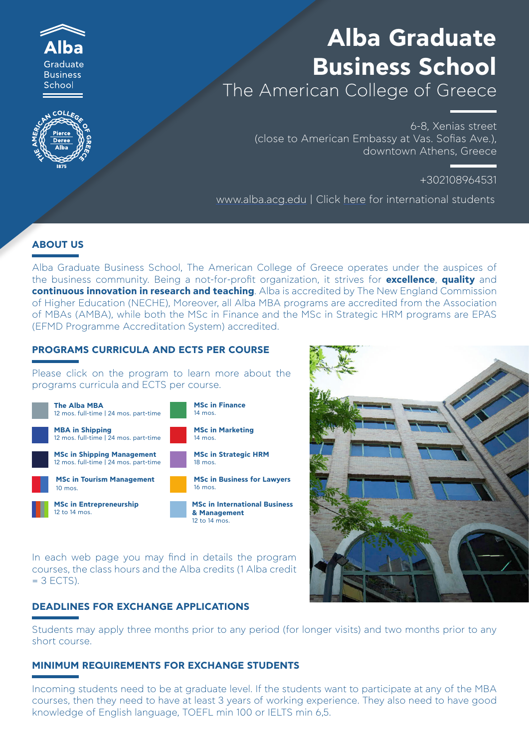Alba Graduate Business School

# Alba Graduate Business School

## The American College of Greece

6-8, Xenias street
(close to American Embassy at Vas. Sofias Ave.),
downtown Athens, Greece

+302108964531

www.alba.acg.edu | Click here for international students

## ABOUT US

Alba Graduate Business School, The American College of Greece operates under the auspices of the business community. Being a not-for-profit organization, it strives for **excellence**, **quality** and **continuous innovation in research and teaching**. Alba is accredited by The New England Commission of Higher Education (NECHE), Moreover, all Alba MBA programs are accredited from the Association of MBAs (AMBA), while both the MSc in Finance and the MSc in Strategic HRM programs are EPAS (EFMD Programme Accreditation System) accredited.

## PROGRAMS CURRICULA AND ECTS PER COURSE

Please click on the program to learn more about the programs curricula and ECTS per course.

- **The Alba MBA** – 12 mos. full-time | 24 mos. part-time
- **MBA in Shipping** – 12 mos. full-time | 24 mos. part-time
- **MSc in Shipping Management** – 12 mos. full-time | 24 mos. part-time
- **MSc in Tourism Management** – 10 mos.
- **MSc in Entrepreneurship** – 12 to 14 mos.
- **MSc in Finance** – 14 mos.
- **MSc in Marketing** – 14 mos.
- **MSc in Strategic HRM** – 18 mos.
- **MSc in Business for Lawyers** – 16 mos.
- **MSc in International Business & Management** – 12 to 14 mos.

In each web page you may find in details the program courses, the class hours and the Alba credits (1 Alba credit = 3 ECTS).

## DEADLINES FOR EXCHANGE APPLICATIONS

Students may apply three months prior to any period (for longer visits) and two months prior to any short course.

## MINIMUM REQUIREMENTS FOR EXCHANGE STUDENTS

Incoming students need to be at graduate level. If the students want to participate at any of the MBA courses, then they need to have at least 3 years of working experience. They also need to have good knowledge of English language, TOEFL min 100 or IELTS min 6,5.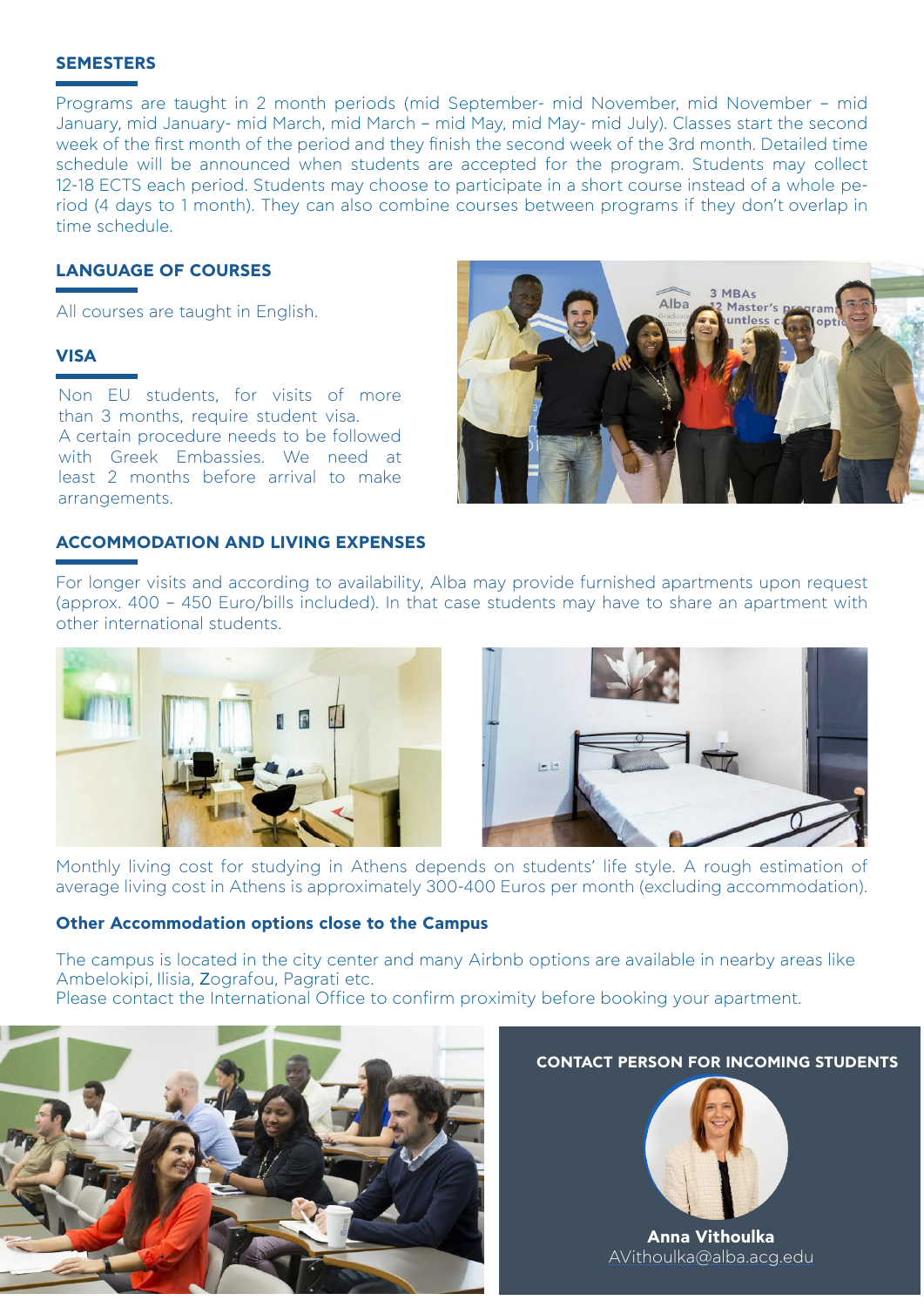## SEMESTERS

Programs are taught in 2 month periods (mid September- mid November, mid November – mid January, mid January- mid March, mid March – mid May, mid May- mid July). Classes start the second week of the first month of the period and they finish the second week of the 3rd month. Detailed time schedule will be announced when students are accepted for the program. Students may collect 12-18 ECTS each period. Students may choose to participate in a short course instead of a whole period (4 days to 1 month). They can also combine courses between programs if they don't overlap in time schedule.

## LANGUAGE OF COURSES

All courses are taught in English.

## VISA

Non EU students, for visits of more than 3 months, require student visa. A certain procedure needs to be followed with Greek Embassies. We need at least 2 months before arrival to make arrangements.

## ACCOMMODATION AND LIVING EXPENSES

For longer visits and according to availability, Alba may provide furnished apartments upon request (approx. 400 – 450 Euro/bills included). In that case students may have to share an apartment with other international students.

Monthly living cost for studying in Athens depends on students' life style. A rough estimation of average living cost in Athens is approximately 300-400 Euros per month (excluding accommodation).

### Other Accommodation options close to the Campus

The campus is located in the city center and many Airbnb options are available in nearby areas like Ambelokipi, Ilisia, Zografou, Pagrati etc.
Please contact the International Office to confirm proximity before booking your apartment.

## CONTACT PERSON FOR INCOMING STUDENTS

**Anna Vithoulka**
AVithoulka@alba.acg.edu